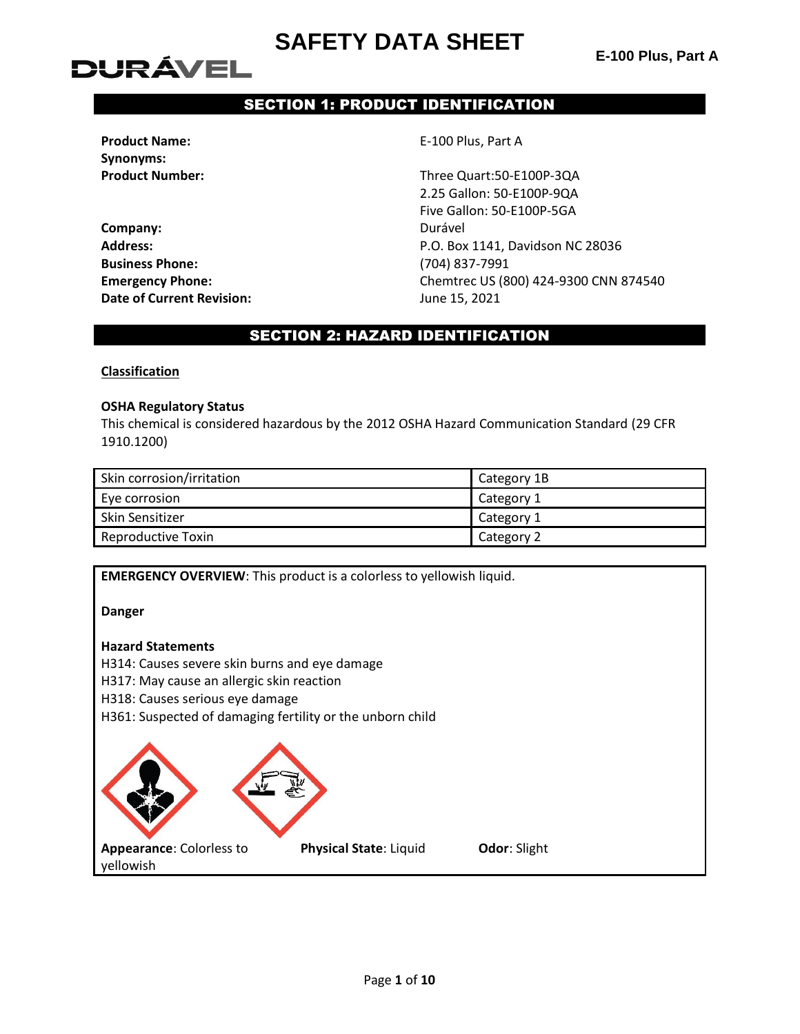# SAFETY DATA SHEET

DURÁVEL

**E-100 Plus, Part A**

## SECTION 1: PRODUCT IDENTIFICATION

| | |
|---|---|
| **Product Name:** | E-100 Plus, Part A |
| **Synonyms:** | |
| **Product Number:** | Three Quart:50-E100P-3QA<br>2.25 Gallon: 50-E100P-9QA<br>Five Gallon: 50-E100P-5GA |
| **Company:** | Durável |
| **Address:** | P.O. Box 1141, Davidson NC 28036 |
| **Business Phone:** | (704) 837-7991 |
| **Emergency Phone:** | Chemtrec US (800) 424-9300 CNN 874540 |
| **Date of Current Revision:** | June 15, 2021 |

## SECTION 2: HAZARD IDENTIFICATION

**Classification**

**OSHA Regulatory Status**

This chemical is considered hazardous by the 2012 OSHA Hazard Communication Standard (29 CFR 1910.1200)

| | |
|---|---|
| Skin corrosion/irritation | Category 1B |
| Eye corrosion | Category 1 |
| Skin Sensitizer | Category 1 |
| Reproductive Toxin | Category 2 |

**EMERGENCY OVERVIEW**: This product is a colorless to yellowish liquid.

**Danger**

**Hazard Statements**

H314: Causes severe skin burns and eye damage

H317: May cause an allergic skin reaction

H318: Causes serious eye damage

H361: Suspected of damaging fertility or the unborn child

**Appearance**: Colorless to yellowish

**Physical State**: Liquid

**Odor**: Slight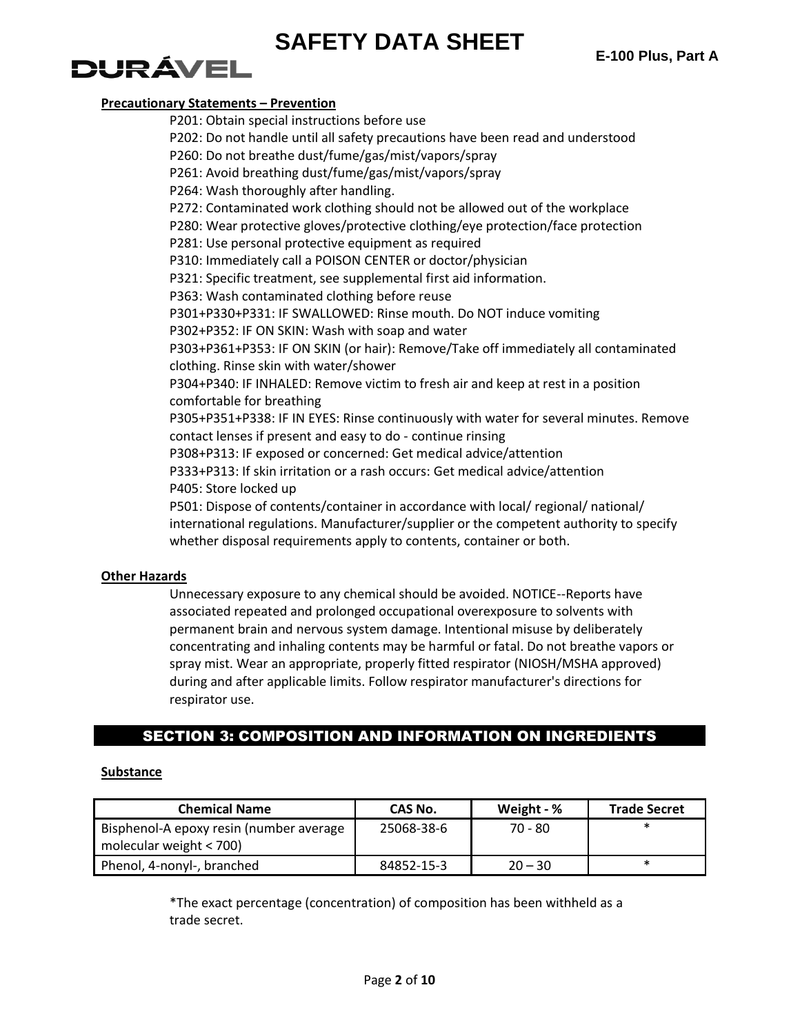**Precautionary Statements – Prevention**

P201: Obtain special instructions before use
P202: Do not handle until all safety precautions have been read and understood
P260: Do not breathe dust/fume/gas/mist/vapors/spray
P261: Avoid breathing dust/fume/gas/mist/vapors/spray
P264: Wash thoroughly after handling.
P272: Contaminated work clothing should not be allowed out of the workplace
P280: Wear protective gloves/protective clothing/eye protection/face protection
P281: Use personal protective equipment as required
P310: Immediately call a POISON CENTER or doctor/physician
P321: Specific treatment, see supplemental first aid information.
P363: Wash contaminated clothing before reuse
P301+P330+P331: IF SWALLOWED: Rinse mouth. Do NOT induce vomiting
P302+P352: IF ON SKIN: Wash with soap and water
P303+P361+P353: IF ON SKIN (or hair): Remove/Take off immediately all contaminated clothing. Rinse skin with water/shower
P304+P340: IF INHALED: Remove victim to fresh air and keep at rest in a position comfortable for breathing
P305+P351+P338: IF IN EYES: Rinse continuously with water for several minutes. Remove contact lenses if present and easy to do - continue rinsing
P308+P313: IF exposed or concerned: Get medical advice/attention
P333+P313: If skin irritation or a rash occurs: Get medical advice/attention
P405: Store locked up
P501: Dispose of contents/container in accordance with local/ regional/ national/ international regulations. Manufacturer/supplier or the competent authority to specify whether disposal requirements apply to contents, container or both.

**Other Hazards**

Unnecessary exposure to any chemical should be avoided. NOTICE--Reports have associated repeated and prolonged occupational overexposure to solvents with permanent brain and nervous system damage. Intentional misuse by deliberately concentrating and inhaling contents may be harmful or fatal. Do not breathe vapors or spray mist. Wear an appropriate, properly fitted respirator (NIOSH/MSHA approved) during and after applicable limits. Follow respirator manufacturer's directions for respirator use.

## SECTION 3: COMPOSITION AND INFORMATION ON INGREDIENTS

**Substance**

| Chemical Name | CAS No. | Weight - % | Trade Secret |
|---|---|---|---|
| Bisphenol-A epoxy resin (number average molecular weight < 700) | 25068-38-6 | 70 - 80 | * |
| Phenol, 4-nonyl-, branched | 84852-15-3 | 20 – 30 | * |

*The exact percentage (concentration) of composition has been withheld as a trade secret.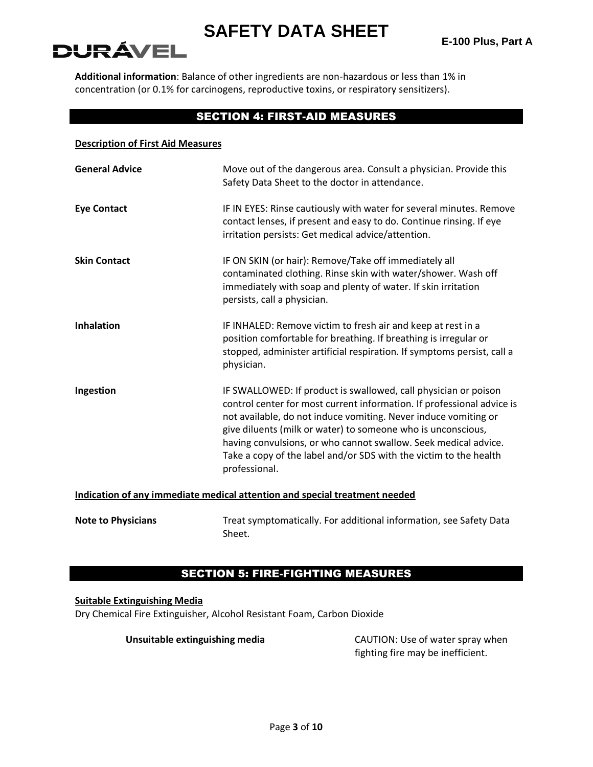**Additional information**: Balance of other ingredients are non-hazardous or less than 1% in concentration (or 0.1% for carcinogens, reproductive toxins, or respiratory sensitizers).

## SECTION 4: FIRST-AID MEASURES

**Description of First Aid Measures**

| | |
|---|---|
| **General Advice** | Move out of the dangerous area. Consult a physician. Provide this Safety Data Sheet to the doctor in attendance. |
| **Eye Contact** | IF IN EYES: Rinse cautiously with water for several minutes. Remove contact lenses, if present and easy to do. Continue rinsing. If eye irritation persists: Get medical advice/attention. |
| **Skin Contact** | IF ON SKIN (or hair): Remove/Take off immediately all contaminated clothing. Rinse skin with water/shower. Wash off immediately with soap and plenty of water. If skin irritation persists, call a physician. |
| **Inhalation** | IF INHALED: Remove victim to fresh air and keep at rest in a position comfortable for breathing. If breathing is irregular or stopped, administer artificial respiration. If symptoms persist, call a physician. |
| **Ingestion** | IF SWALLOWED: If product is swallowed, call physician or poison control center for most current information. If professional advice is not available, do not induce vomiting. Never induce vomiting or give diluents (milk or water) to someone who is unconscious, having convulsions, or who cannot swallow. Seek medical advice. Take a copy of the label and/or SDS with the victim to the health professional. |

**Indication of any immediate medical attention and special treatment needed**

| | |
|---|---|
| **Note to Physicians** | Treat symptomatically. For additional information, see Safety Data Sheet. |

## SECTION 5: FIRE-FIGHTING MEASURES

**Suitable Extinguishing Media**

Dry Chemical Fire Extinguisher, Alcohol Resistant Foam, Carbon Dioxide

| | |
|---|---|
| **Unsuitable extinguishing media** | CAUTION: Use of water spray when fighting fire may be inefficient. |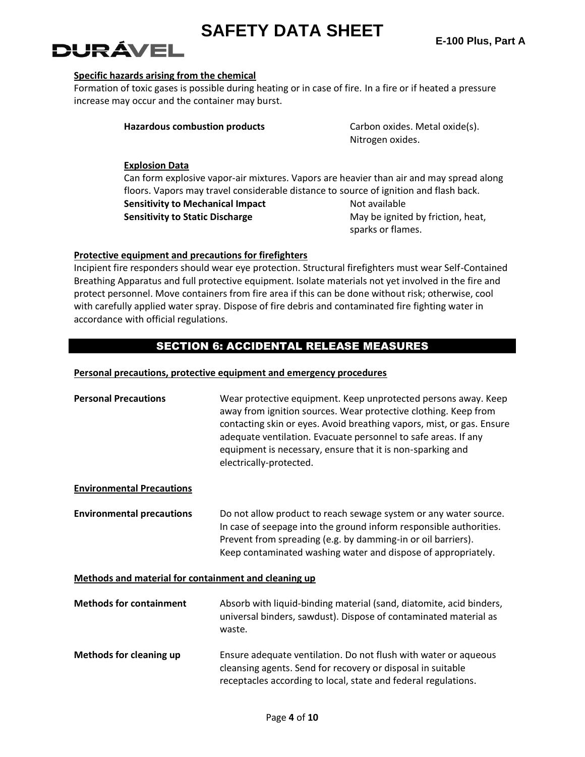**Specific hazards arising from the chemical**

Formation of toxic gases is possible during heating or in case of fire. In a fire or if heated a pressure increase may occur and the container may burst.

| | |
|---|---|
| **Hazardous combustion products** | Carbon oxides. Metal oxide(s). Nitrogen oxides. |

**Explosion Data**

Can form explosive vapor-air mixtures. Vapors are heavier than air and may spread along floors. Vapors may travel considerable distance to source of ignition and flash back.

| | |
|---|---|
| **Sensitivity to Mechanical Impact** | Not available |
| **Sensitivity to Static Discharge** | May be ignited by friction, heat, sparks or flames. |

**Protective equipment and precautions for firefighters**

Incipient fire responders should wear eye protection. Structural firefighters must wear Self-Contained Breathing Apparatus and full protective equipment. Isolate materials not yet involved in the fire and protect personnel. Move containers from fire area if this can be done without risk; otherwise, cool with carefully applied water spray. Dispose of fire debris and contaminated fire fighting water in accordance with official regulations.

## SECTION 6: ACCIDENTAL RELEASE MEASURES

**Personal precautions, protective equipment and emergency procedures**

| | |
|---|---|
| **Personal Precautions** | Wear protective equipment. Keep unprotected persons away. Keep away from ignition sources. Wear protective clothing. Keep from contacting skin or eyes. Avoid breathing vapors, mist, or gas. Ensure adequate ventilation. Evacuate personnel to safe areas. If any equipment is necessary, ensure that it is non-sparking and electrically-protected. |

**Environmental Precautions**

| | |
|---|---|
| **Environmental precautions** | Do not allow product to reach sewage system or any water source. In case of seepage into the ground inform responsible authorities. Prevent from spreading (e.g. by damming-in or oil barriers). Keep contaminated washing water and dispose of appropriately. |

**Methods and material for containment and cleaning up**

| | |
|---|---|
| **Methods for containment** | Absorb with liquid-binding material (sand, diatomite, acid binders, universal binders, sawdust). Dispose of contaminated material as waste. |
| **Methods for cleaning up** | Ensure adequate ventilation. Do not flush with water or aqueous cleansing agents. Send for recovery or disposal in suitable receptacles according to local, state and federal regulations. |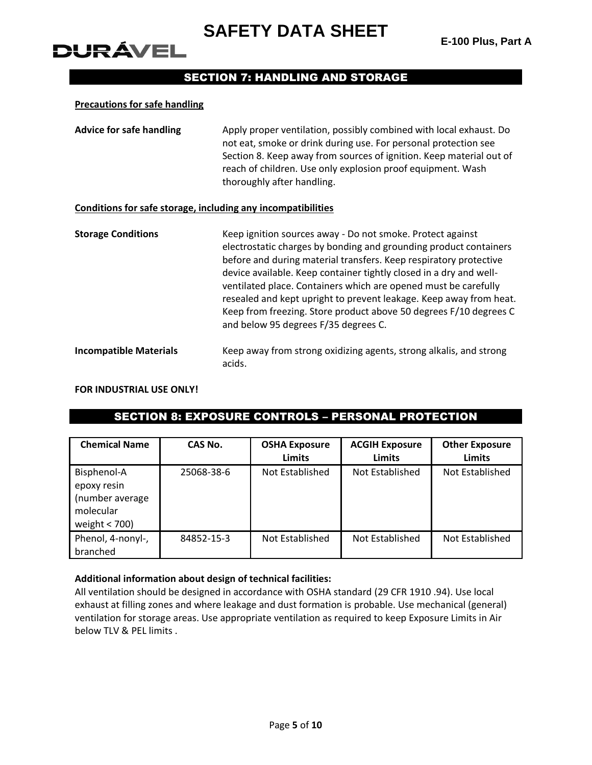## SECTION 7: HANDLING AND STORAGE

**Precautions for safe handling**

**Advice for safe handling** Apply proper ventilation, possibly combined with local exhaust. Do not eat, smoke or drink during use. For personal protection see Section 8. Keep away from sources of ignition. Keep material out of reach of children. Use only explosion proof equipment. Wash thoroughly after handling.

**Conditions for safe storage, including any incompatibilities**

**Storage Conditions** Keep ignition sources away - Do not smoke. Protect against electrostatic charges by bonding and grounding product containers before and during material transfers. Keep respiratory protective device available. Keep container tightly closed in a dry and well-ventilated place. Containers which are opened must be carefully resealed and kept upright to prevent leakage. Keep away from heat. Keep from freezing. Store product above 50 degrees F/10 degrees C and below 95 degrees F/35 degrees C.

**Incompatible Materials** Keep away from strong oxidizing agents, strong alkalis, and strong acids.

**FOR INDUSTRIAL USE ONLY!**

## SECTION 8: EXPOSURE CONTROLS – PERSONAL PROTECTION

| Chemical Name | CAS No. | OSHA Exposure Limits | ACGIH Exposure Limits | Other Exposure Limits |
|---|---|---|---|---|
| Bisphenol-A epoxy resin (number average molecular weight < 700) | 25068-38-6 | Not Established | Not Established | Not Established |
| Phenol, 4-nonyl-, branched | 84852-15-3 | Not Established | Not Established | Not Established |

**Additional information about design of technical facilities:**
All ventilation should be designed in accordance with OSHA standard (29 CFR 1910 .94). Use local exhaust at filling zones and where leakage and dust formation is probable. Use mechanical (general) ventilation for storage areas. Use appropriate ventilation as required to keep Exposure Limits in Air below TLV & PEL limits .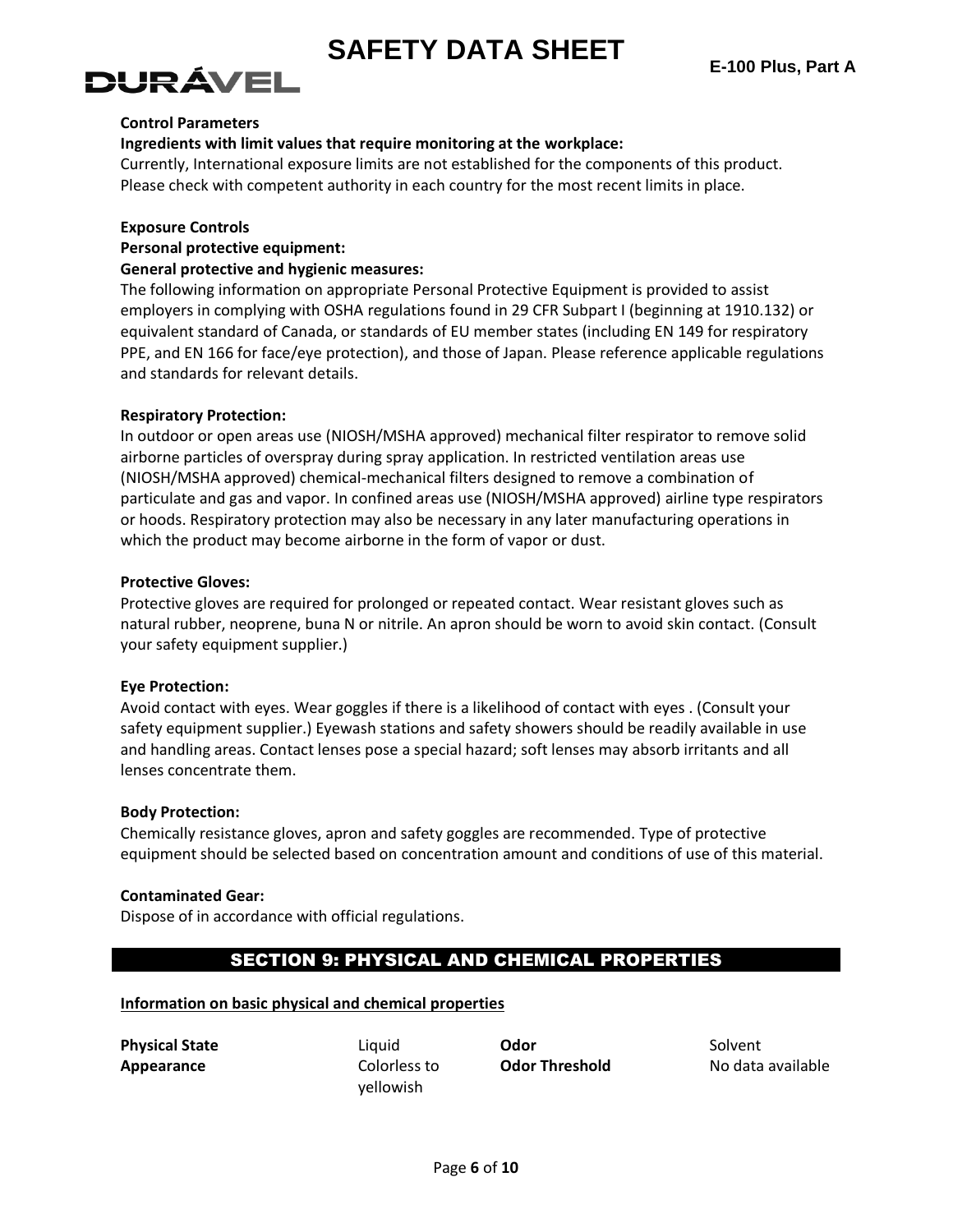**Control Parameters**

**Ingredients with limit values that require monitoring at the workplace:**

Currently, International exposure limits are not established for the components of this product. Please check with competent authority in each country for the most recent limits in place.

**Exposure Controls**

**Personal protective equipment:**

**General protective and hygienic measures:**

The following information on appropriate Personal Protective Equipment is provided to assist employers in complying with OSHA regulations found in 29 CFR Subpart I (beginning at 1910.132) or equivalent standard of Canada, or standards of EU member states (including EN 149 for respiratory PPE, and EN 166 for face/eye protection), and those of Japan. Please reference applicable regulations and standards for relevant details.

**Respiratory Protection:**

In outdoor or open areas use (NIOSH/MSHA approved) mechanical filter respirator to remove solid airborne particles of overspray during spray application. In restricted ventilation areas use (NIOSH/MSHA approved) chemical-mechanical filters designed to remove a combination of particulate and gas and vapor. In confined areas use (NIOSH/MSHA approved) airline type respirators or hoods. Respiratory protection may also be necessary in any later manufacturing operations in which the product may become airborne in the form of vapor or dust.

**Protective Gloves:**

Protective gloves are required for prolonged or repeated contact. Wear resistant gloves such as natural rubber, neoprene, buna N or nitrile. An apron should be worn to avoid skin contact. (Consult your safety equipment supplier.)

**Eye Protection:**

Avoid contact with eyes. Wear goggles if there is a likelihood of contact with eyes . (Consult your safety equipment supplier.) Eyewash stations and safety showers should be readily available in use and handling areas. Contact lenses pose a special hazard; soft lenses may absorb irritants and all lenses concentrate them.

**Body Protection:**

Chemically resistance gloves, apron and safety goggles are recommended. Type of protective equipment should be selected based on concentration amount and conditions of use of this material.

**Contaminated Gear:**

Dispose of in accordance with official regulations.

## SECTION 9: PHYSICAL AND CHEMICAL PROPERTIES

**Information on basic physical and chemical properties**

| | | | |
|---|---|---|---|
| **Physical State** | Liquid | **Odor** | Solvent |
| **Appearance** | Colorless to yellowish | **Odor Threshold** | No data available |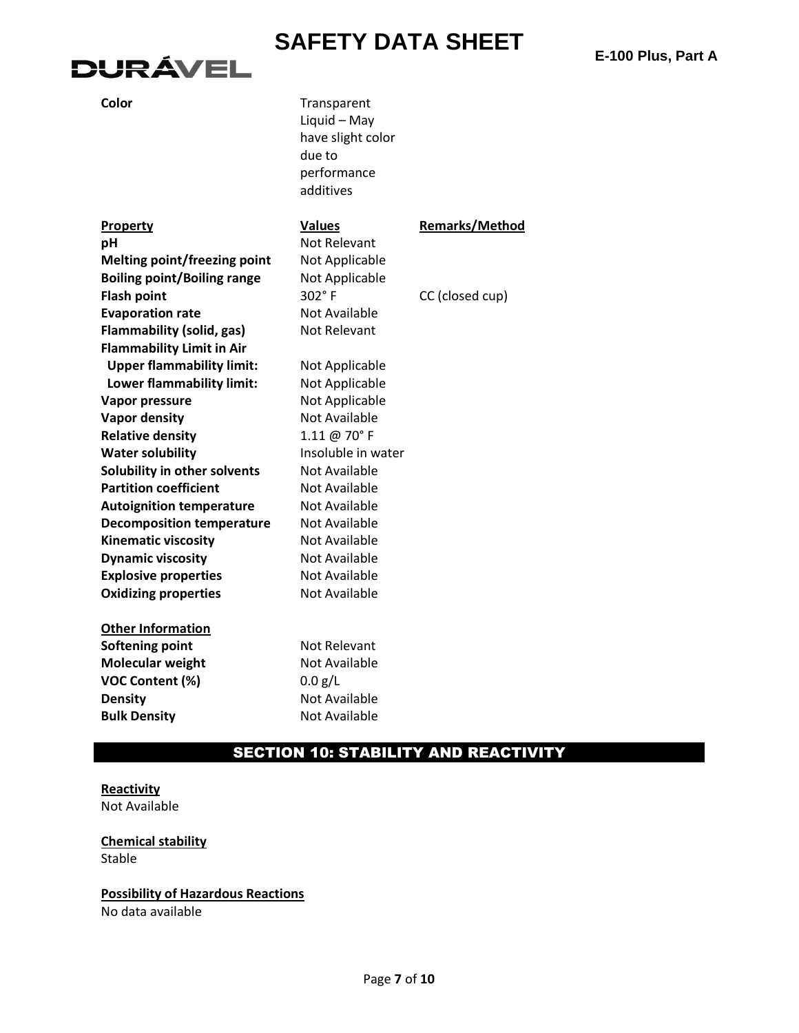| | | |
|---|---|---|
| **Color** | Transparent Liquid – May have slight color due to performance additives | |

| Property | Values | Remarks/Method |
|---|---|---|
| **pH** | Not Relevant | |
| **Melting point/freezing point** | Not Applicable | |
| **Boiling point/Boiling range** | Not Applicable | |
| **Flash point** | 302° F | CC (closed cup) |
| **Evaporation rate** | Not Available | |
| **Flammability (solid, gas)** | Not Relevant | |
| **Flammability Limit in Air** | | |
| **Upper flammability limit:** | Not Applicable | |
| **Lower flammability limit:** | Not Applicable | |
| **Vapor pressure** | Not Applicable | |
| **Vapor density** | Not Available | |
| **Relative density** | 1.11 @ 70° F | |
| **Water solubility** | Insoluble in water | |
| **Solubility in other solvents** | Not Available | |
| **Partition coefficient** | Not Available | |
| **Autoignition temperature** | Not Available | |
| **Decomposition temperature** | Not Available | |
| **Kinematic viscosity** | Not Available | |
| **Dynamic viscosity** | Not Available | |
| **Explosive properties** | Not Available | |
| **Oxidizing properties** | Not Available | |

**Other Information**

| | |
|---|---|
| **Softening point** | Not Relevant |
| **Molecular weight** | Not Available |
| **VOC Content (%)** | 0.0 g/L |
| **Density** | Not Available |
| **Bulk Density** | Not Available |

## SECTION 10: STABILITY AND REACTIVITY

**Reactivity**

Not Available

**Chemical stability**

Stable

**Possibility of Hazardous Reactions**

No data available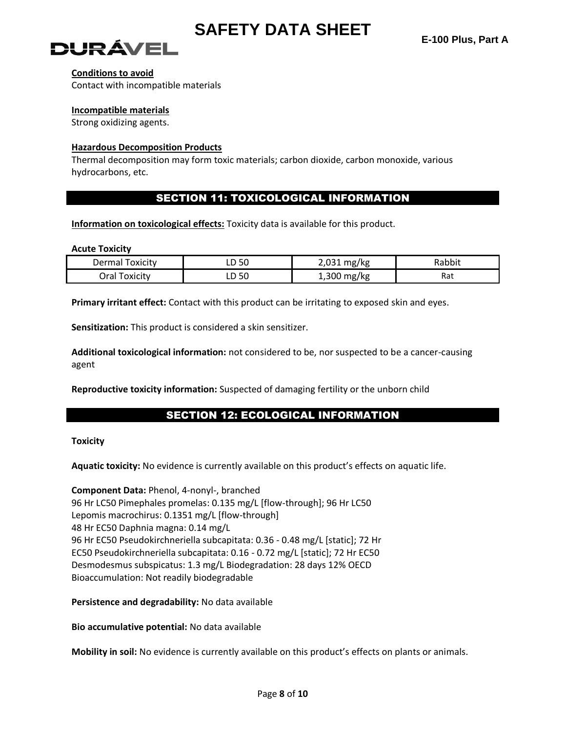**Conditions to avoid**

Contact with incompatible materials

**Incompatible materials**

Strong oxidizing agents.

**Hazardous Decomposition Products**

Thermal decomposition may form toxic materials; carbon dioxide, carbon monoxide, various hydrocarbons, etc.

## SECTION 11: TOXICOLOGICAL INFORMATION

**Information on toxicological effects:** Toxicity data is available for this product.

**Acute Toxicity**

| Dermal Toxicity | LD 50 | 2,031 mg/kg | Rabbit |
|---|---|---|---|
| Oral Toxicity | LD 50 | 1,300 mg/kg | Rat |

**Primary irritant effect:** Contact with this product can be irritating to exposed skin and eyes.

**Sensitization:** This product is considered a skin sensitizer.

**Additional toxicological information:** not considered to be, nor suspected to be a cancer-causing agent

**Reproductive toxicity information:** Suspected of damaging fertility or the unborn child

## SECTION 12: ECOLOGICAL INFORMATION

**Toxicity**

**Aquatic toxicity:** No evidence is currently available on this product's effects on aquatic life.

**Component Data:** Phenol, 4-nonyl-, branched
96 Hr LC50 Pimephales promelas: 0.135 mg/L [flow-through]; 96 Hr LC50 Lepomis macrochirus: 0.1351 mg/L [flow-through]
48 Hr EC50 Daphnia magna: 0.14 mg/L
96 Hr EC50 Pseudokirchneriella subcapitata: 0.36 - 0.48 mg/L [static]; 72 Hr EC50 Pseudokirchneriella subcapitata: 0.16 - 0.72 mg/L [static]; 72 Hr EC50 Desmodesmus subspicatus: 1.3 mg/L Biodegradation: 28 days 12% OECD
Bioaccumulation: Not readily biodegradable

**Persistence and degradability:** No data available

**Bio accumulative potential:** No data available

**Mobility in soil:** No evidence is currently available on this product's effects on plants or animals.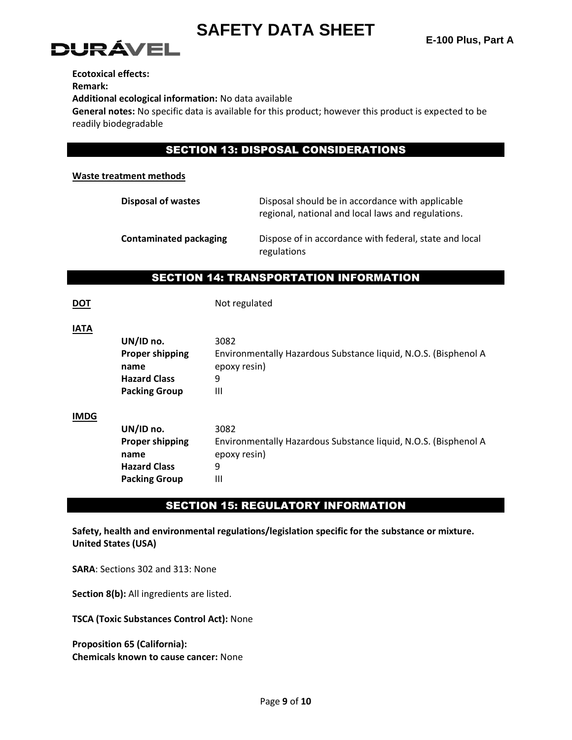**Ecotoxical effects:**

**Remark:**

**Additional ecological information:** No data available

**General notes:** No specific data is available for this product; however this product is expected to be readily biodegradable

## SECTION 13: DISPOSAL CONSIDERATIONS

**Waste treatment methods**

| | |
|---|---|
| **Disposal of wastes** | Disposal should be in accordance with applicable regional, national and local laws and regulations. |
| **Contaminated packaging** | Dispose of in accordance with federal, state and local regulations |

## SECTION 14: TRANSPORTATION INFORMATION

**DOT** Not regulated

**IATA**

| | |
|---|---|
| **UN/ID no.** | 3082 |
| **Proper shipping name** | Environmentally Hazardous Substance liquid, N.O.S. (Bisphenol A epoxy resin) |
| **Hazard Class** | 9 |
| **Packing Group** | III |

**IMDG**

| | |
|---|---|
| **UN/ID no.** | 3082 |
| **Proper shipping name** | Environmentally Hazardous Substance liquid, N.O.S. (Bisphenol A epoxy resin) |
| **Hazard Class** | 9 |
| **Packing Group** | III |

## SECTION 15: REGULATORY INFORMATION

**Safety, health and environmental regulations/legislation specific for the substance or mixture. United States (USA)**

**SARA**: Sections 302 and 313: None

**Section 8(b):** All ingredients are listed.

**TSCA (Toxic Substances Control Act):** None

**Proposition 65 (California):**
**Chemicals known to cause cancer:** None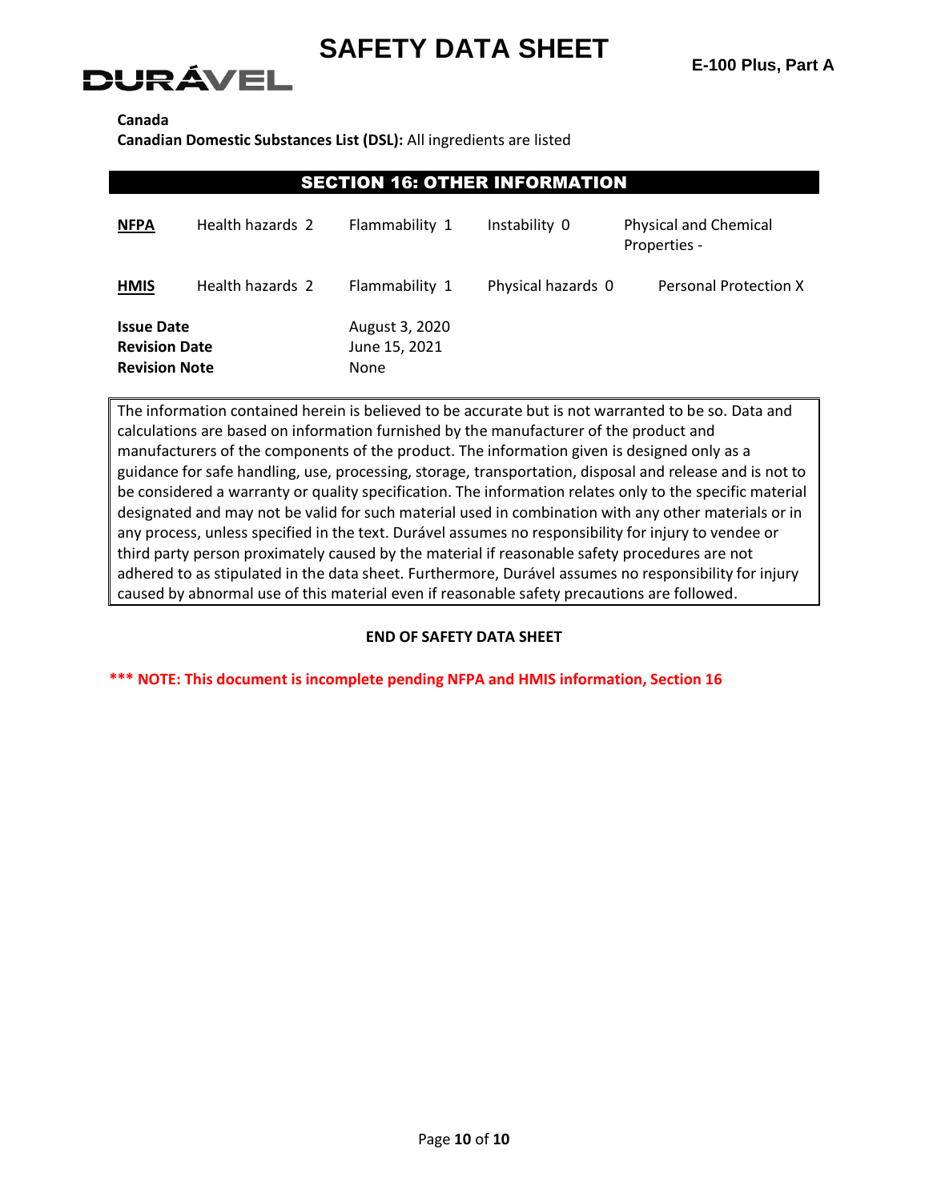**Canada**

**Canadian Domestic Substances List (DSL):** All ingredients are listed

## SECTION 16: OTHER INFORMATION

| | | | | |
|---|---|---|---|---|
| **NFPA** | Health hazards 2 | Flammability 1 | Instability 0 | Physical and Chemical Properties - |
| **HMIS** | Health hazards 2 | Flammability 1 | Physical hazards 0 | Personal Protection X |

| | |
|---|---|
| **Issue Date** | August 3, 2020 |
| **Revision Date** | June 15, 2021 |
| **Revision Note** | None |

The information contained herein is believed to be accurate but is not warranted to be so. Data and calculations are based on information furnished by the manufacturer of the product and manufacturers of the components of the product. The information given is designed only as a guidance for safe handling, use, processing, storage, transportation, disposal and release and is not to be considered a warranty or quality specification. The information relates only to the specific material designated and may not be valid for such material used in combination with any other materials or in any process, unless specified in the text. Durável assumes no responsibility for injury to vendee or third party person proximately caused by the material if reasonable safety procedures are not adhered to as stipulated in the data sheet. Furthermore, Durável assumes no responsibility for injury caused by abnormal use of this material even if reasonable safety precautions are followed.

**END OF SAFETY DATA SHEET**

**\*\*\* NOTE: This document is incomplete pending NFPA and HMIS information, Section 16**